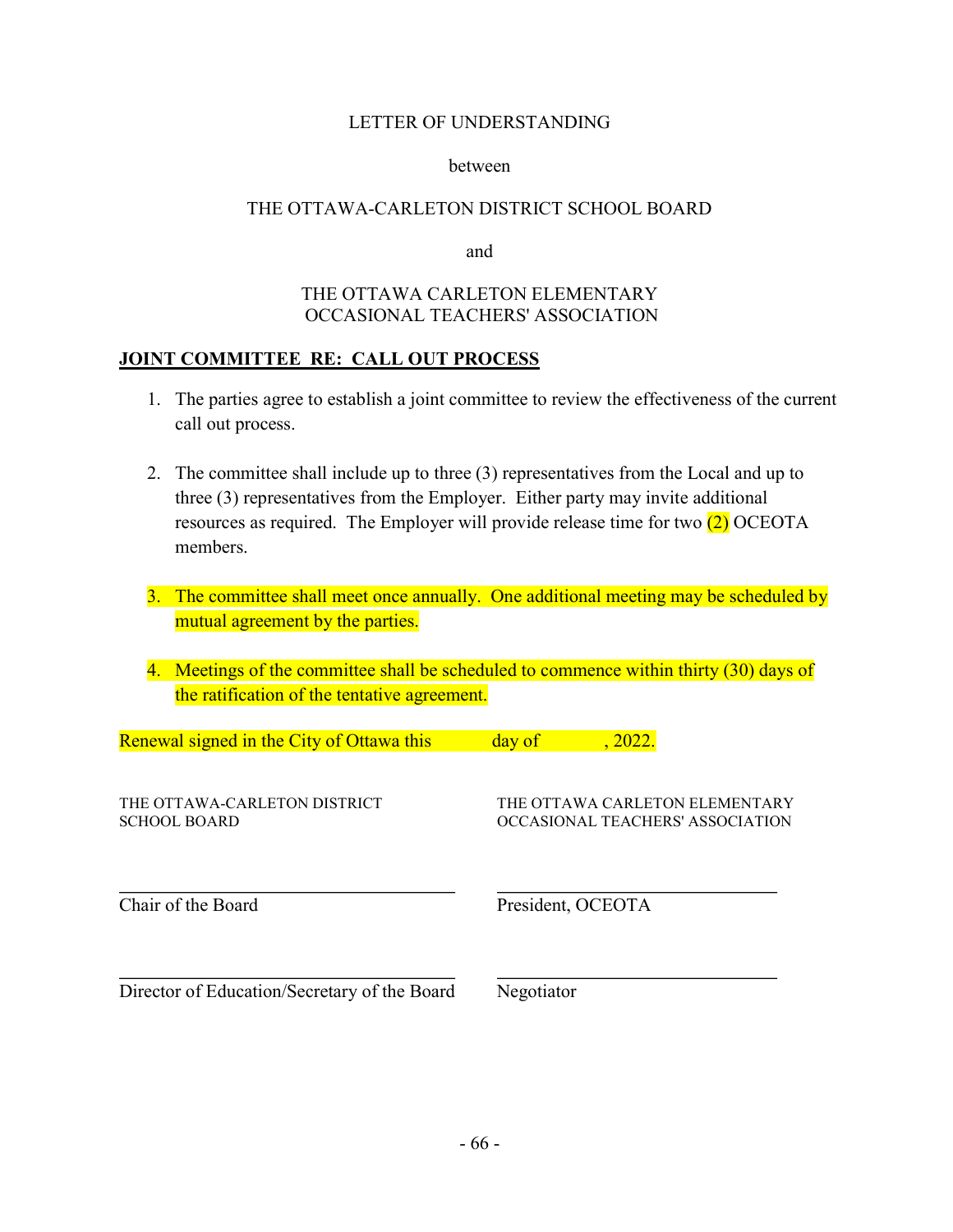LETTER OF UNDERSTANDING

between

THE OTTAWA-CARLETON DISTRICT SCHOOL BOARD

and

THE OTTAWA CARLETON ELEMENTARY OCCASIONAL TEACHERS' ASSOCIATION

**JOINT COMMITTEE RE: CALL OUT PROCESS**

1. The parties agree to establish a joint committee to review the effectiveness of the current call out process.

2. The committee shall include up to three (3) representatives from the Local and up to three (3) representatives from the Employer. Either party may invite additional resources as required. The Employer will provide release time for two (2) OCEOTA members.

3. The committee shall meet once annually. One additional meeting may be scheduled by mutual agreement by the parties.

4. Meetings of the committee shall be scheduled to commence within thirty (30) days of the ratification of the tentative agreement.

Renewal signed in the City of Ottawa this ______ day of ______, 2022.

| THE OTTAWA-CARLETON DISTRICT SCHOOL BOARD | THE OTTAWA CARLETON ELEMENTARY OCCASIONAL TEACHERS' ASSOCIATION |
| --- | --- |
| ______________________________ | ______________________________ |
| Chair of the Board | President, OCEOTA |
| ______________________________ | ______________________________ |
| Director of Education/Secretary of the Board | Negotiator |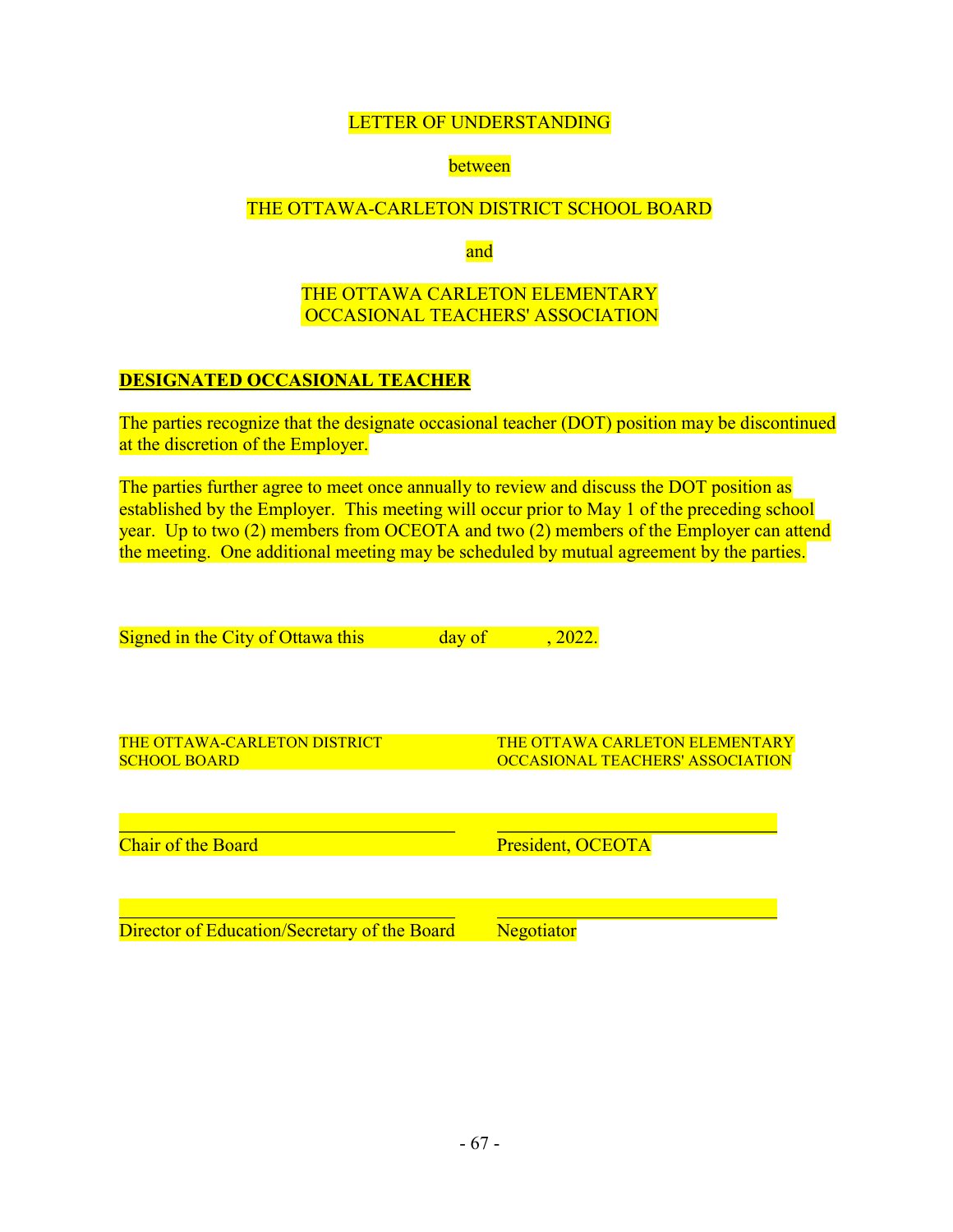LETTER OF UNDERSTANDING

between

THE OTTAWA-CARLETON DISTRICT SCHOOL BOARD

and

THE OTTAWA CARLETON ELEMENTARY OCCASIONAL TEACHERS' ASSOCIATION

**DESIGNATED OCCASIONAL TEACHER**

The parties recognize that the designate occasional teacher (DOT) position may be discontinued at the discretion of the Employer.

The parties further agree to meet once annually to review and discuss the DOT position as established by the Employer. This meeting will occur prior to May 1 of the preceding school year. Up to two (2) members from OCEOTA and two (2) members of the Employer can attend the meeting. One additional meeting may be scheduled by mutual agreement by the parties.

Signed in the City of Ottawa this ____ day of ____, 2022.

| THE OTTAWA-CARLETON DISTRICT SCHOOL BOARD | THE OTTAWA CARLETON ELEMENTARY OCCASIONAL TEACHERS' ASSOCIATION |
|---|---|
| ______________________ | ______________________ |
| Chair of the Board | President, OCEOTA |
| ______________________ | ______________________ |
| Director of Education/Secretary of the Board | Negotiator |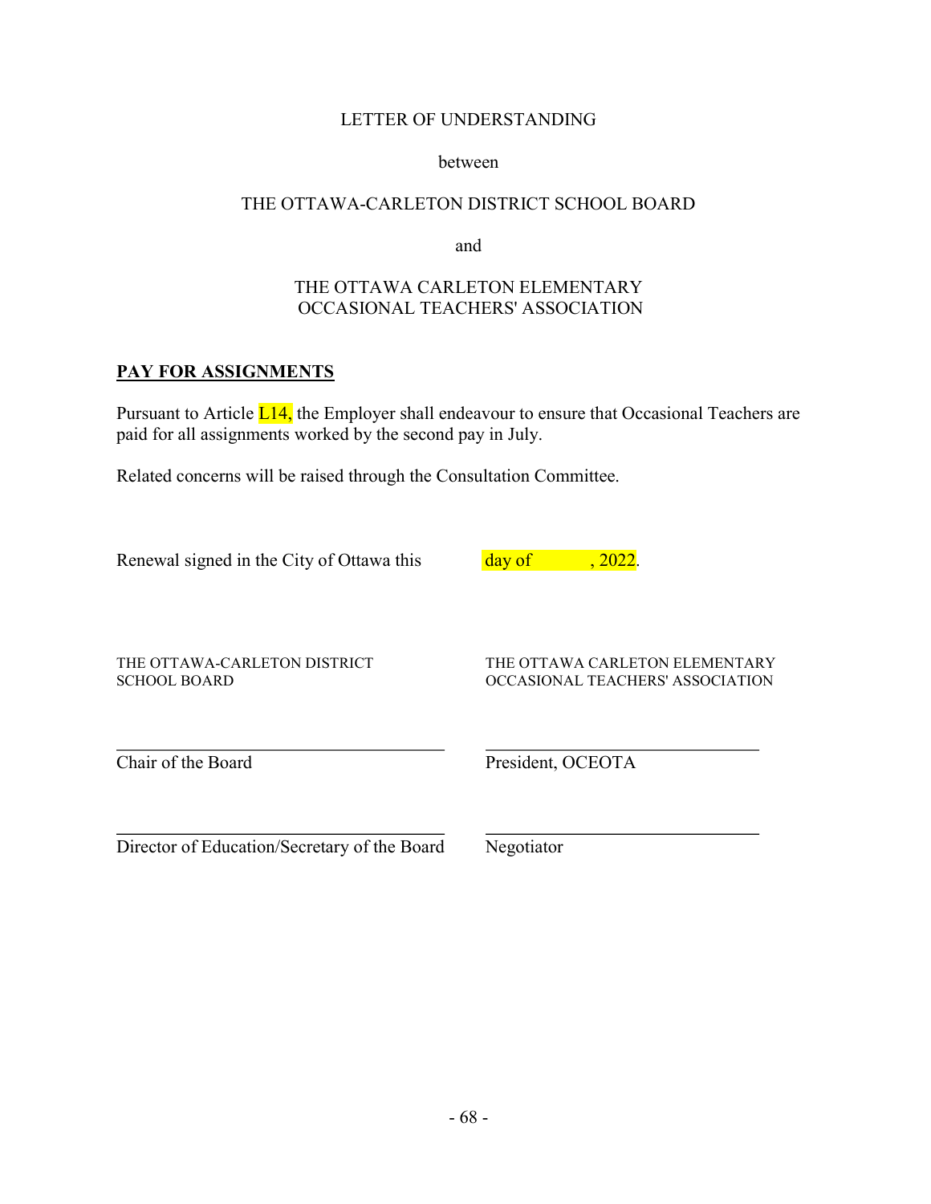LETTER OF UNDERSTANDING

between

THE OTTAWA-CARLETON DISTRICT SCHOOL BOARD

and

THE OTTAWA CARLETON ELEMENTARY
OCCASIONAL TEACHERS' ASSOCIATION

## **PAY FOR ASSIGNMENTS**

Pursuant to Article L14, the Employer shall endeavour to ensure that Occasional Teachers are paid for all assignments worked by the second pay in July.

Related concerns will be raised through the Consultation Committee.

Renewal signed in the City of Ottawa this day of , 2022.

| THE OTTAWA-CARLETON DISTRICT SCHOOL BOARD | THE OTTAWA CARLETON ELEMENTARY OCCASIONAL TEACHERS' ASSOCIATION |
|---|---|
| ______________________________ | ______________________________ |
| Chair of the Board | President, OCEOTA |
| ______________________________ | ______________________________ |
| Director of Education/Secretary of the Board | Negotiator |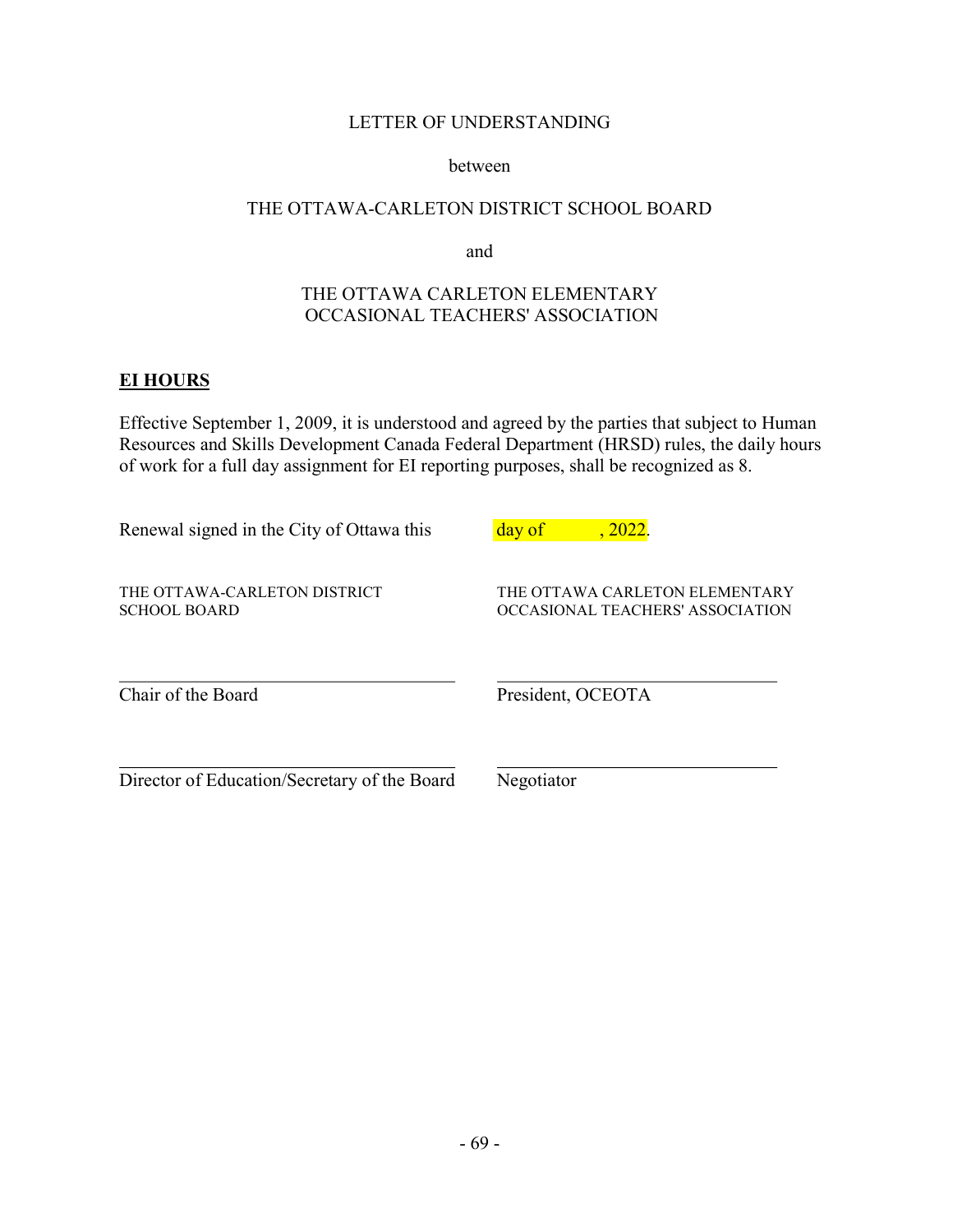LETTER OF UNDERSTANDING

between

THE OTTAWA-CARLETON DISTRICT SCHOOL BOARD

and

THE OTTAWA CARLETON ELEMENTARY OCCASIONAL TEACHERS' ASSOCIATION

**EI HOURS**

Effective September 1, 2009, it is understood and agreed by the parties that subject to Human Resources and Skills Development Canada Federal Department (HRSD) rules, the daily hours of work for a full day assignment for EI reporting purposes, shall be recognized as 8.

Renewal signed in the City of Ottawa this day of , 2022.

| THE OTTAWA-CARLETON DISTRICT SCHOOL BOARD | THE OTTAWA CARLETON ELEMENTARY OCCASIONAL TEACHERS' ASSOCIATION |
|---|---|
| Chair of the Board | President, OCEOTA |
| Director of Education/Secretary of the Board | Negotiator |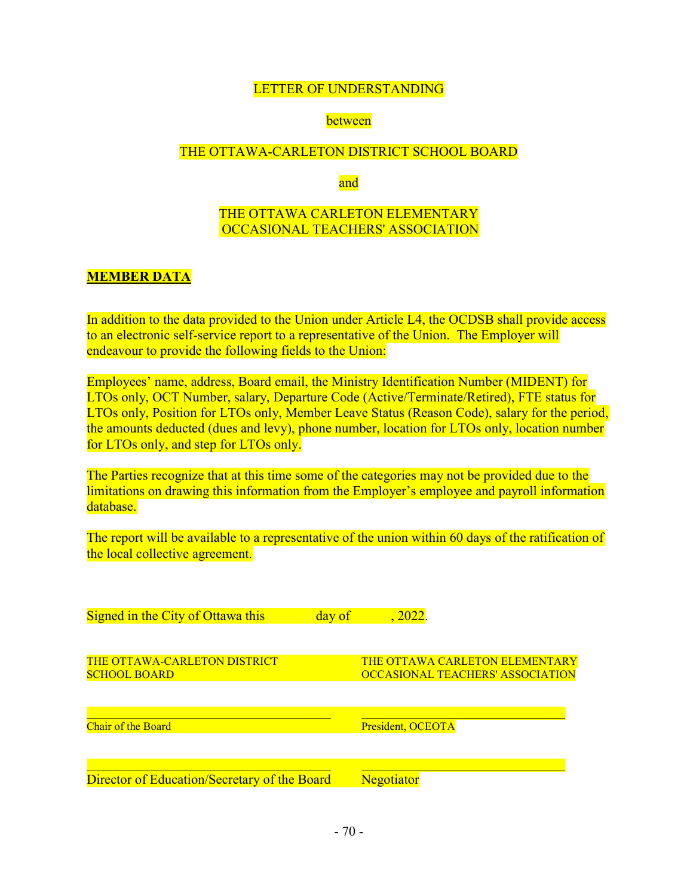LETTER OF UNDERSTANDING

between

THE OTTAWA-CARLETON DISTRICT SCHOOL BOARD

and

THE OTTAWA CARLETON ELEMENTARY OCCASIONAL TEACHERS' ASSOCIATION

**MEMBER DATA**

In addition to the data provided to the Union under Article L4, the OCDSB shall provide access to an electronic self-service report to a representative of the Union. The Employer will endeavour to provide the following fields to the Union:

Employees' name, address, Board email, the Ministry Identification Number (MIDENT) for LTOs only, OCT Number, salary, Departure Code (Active/Terminate/Retired), FTE status for LTOs only, Position for LTOs only, Member Leave Status (Reason Code), salary for the period, the amounts deducted (dues and levy), phone number, location for LTOs only, location number for LTOs only, and step for LTOs only.

The Parties recognize that at this time some of the categories may not be provided due to the limitations on drawing this information from the Employer's employee and payroll information database.

The report will be available to a representative of the union within 60 days of the ratification of the local collective agreement.

Signed in the City of Ottawa this ______ day of ______, 2022.

| THE OTTAWA-CARLETON DISTRICT SCHOOL BOARD | THE OTTAWA CARLETON ELEMENTARY OCCASIONAL TEACHERS' ASSOCIATION |
|---|---|
| ______________________________ | ______________________________ |
| Chair of the Board | President, OCEOTA |
| ______________________________ | ______________________________ |
| Director of Education/Secretary of the Board | Negotiator |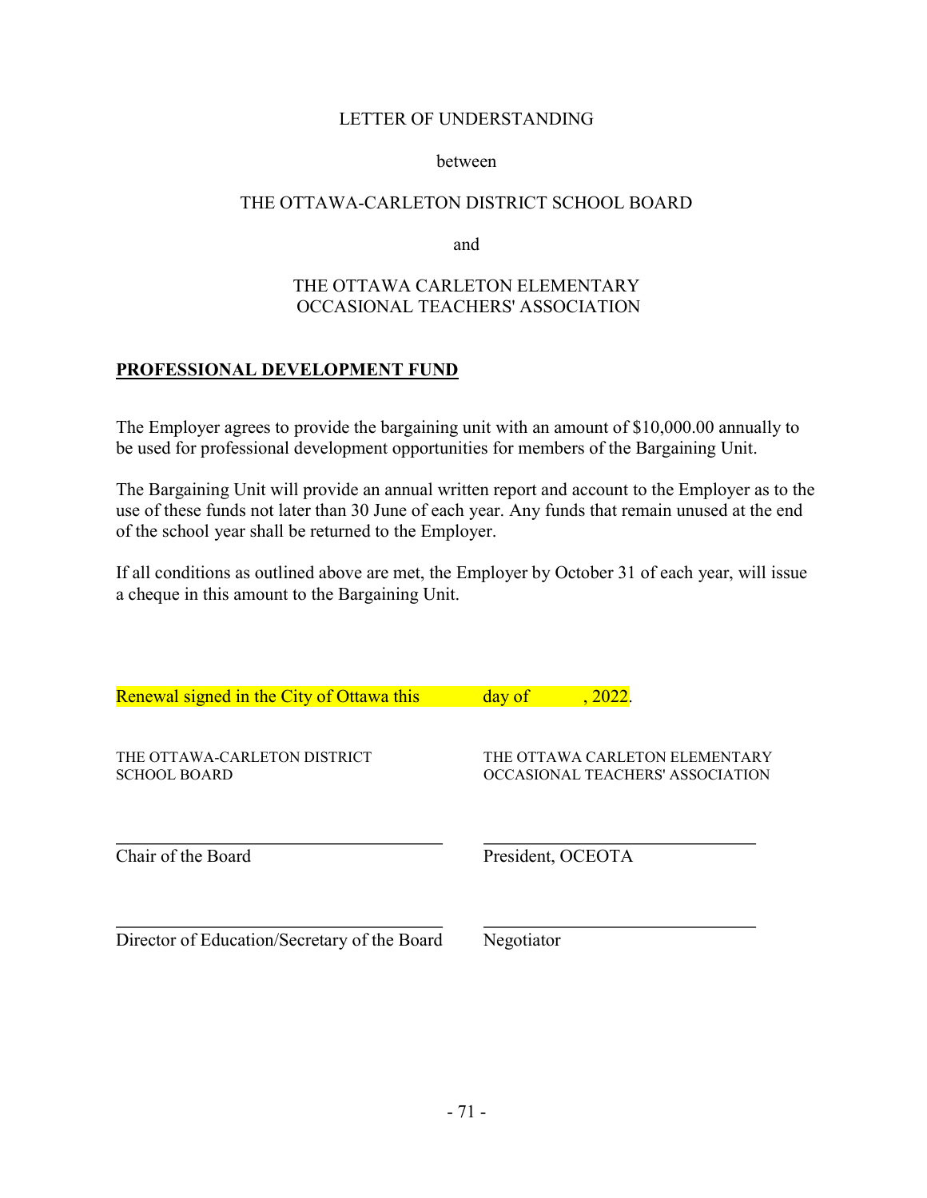LETTER OF UNDERSTANDING

between

THE OTTAWA-CARLETON DISTRICT SCHOOL BOARD

and

THE OTTAWA CARLETON ELEMENTARY OCCASIONAL TEACHERS' ASSOCIATION

**PROFESSIONAL DEVELOPMENT FUND**

The Employer agrees to provide the bargaining unit with an amount of $10,000.00 annually to be used for professional development opportunities for members of the Bargaining Unit.

The Bargaining Unit will provide an annual written report and account to the Employer as to the use of these funds not later than 30 June of each year. Any funds that remain unused at the end of the school year shall be returned to the Employer.

If all conditions as outlined above are met, the Employer by October 31 of each year, will issue a cheque in this amount to the Bargaining Unit.

Renewal signed in the City of Ottawa this \_\_\_\_\_\_ day of \_\_\_\_\_\_, 2022.

| THE OTTAWA-CARLETON DISTRICT SCHOOL BOARD | THE OTTAWA CARLETON ELEMENTARY OCCASIONAL TEACHERS' ASSOCIATION |
|---|---|
| \_\_\_\_\_\_\_\_\_\_\_\_\_\_\_\_\_\_\_\_ | \_\_\_\_\_\_\_\_\_\_\_\_\_\_\_\_\_\_\_\_ |
| Chair of the Board | President, OCEOTA |
| \_\_\_\_\_\_\_\_\_\_\_\_\_\_\_\_\_\_\_\_ | \_\_\_\_\_\_\_\_\_\_\_\_\_\_\_\_\_\_\_\_ |
| Director of Education/Secretary of the Board | Negotiator |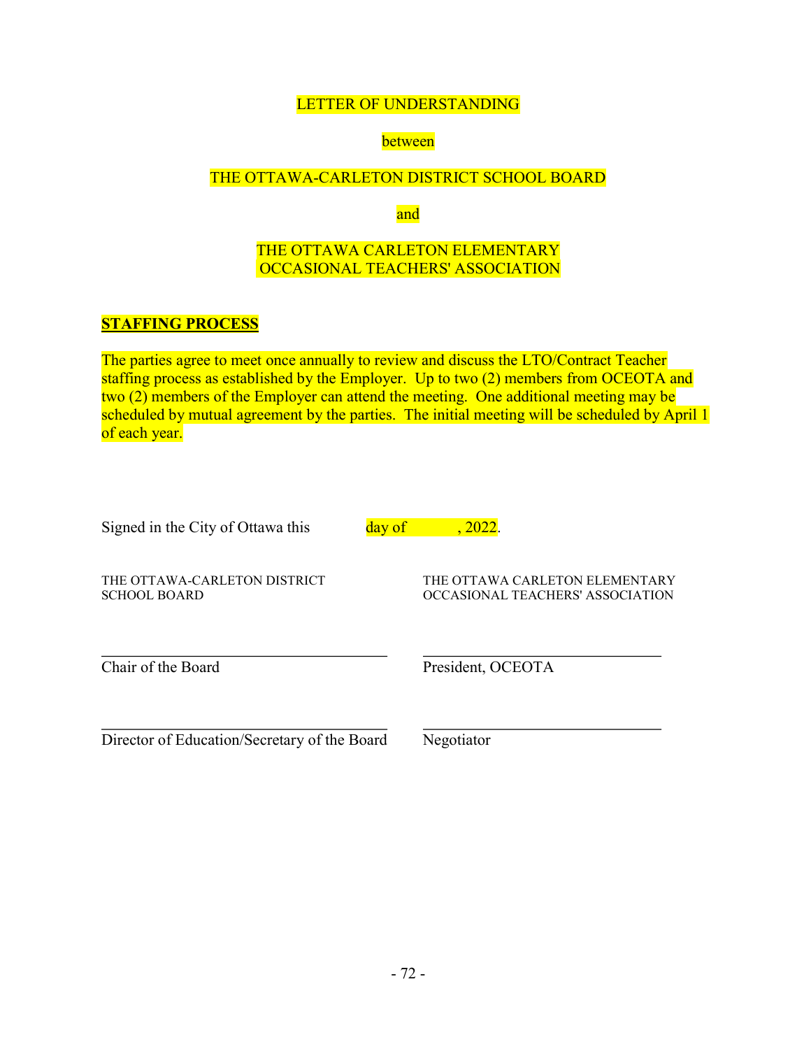LETTER OF UNDERSTANDING

between

THE OTTAWA-CARLETON DISTRICT SCHOOL BOARD

and

THE OTTAWA CARLETON ELEMENTARY OCCASIONAL TEACHERS' ASSOCIATION

**STAFFING PROCESS**

The parties agree to meet once annually to review and discuss the LTO/Contract Teacher staffing process as established by the Employer. Up to two (2) members from OCEOTA and two (2) members of the Employer can attend the meeting. One additional meeting may be scheduled by mutual agreement by the parties. The initial meeting will be scheduled by April 1 of each year.

Signed in the City of Ottawa this ______ day of ______, 2022.

| THE OTTAWA-CARLETON DISTRICT SCHOOL BOARD | THE OTTAWA CARLETON ELEMENTARY OCCASIONAL TEACHERS' ASSOCIATION |
|---|---|
| ______________________ | ______________________ |
| Chair of the Board | President, OCEOTA |
| ______________________ | ______________________ |
| Director of Education/Secretary of the Board | Negotiator |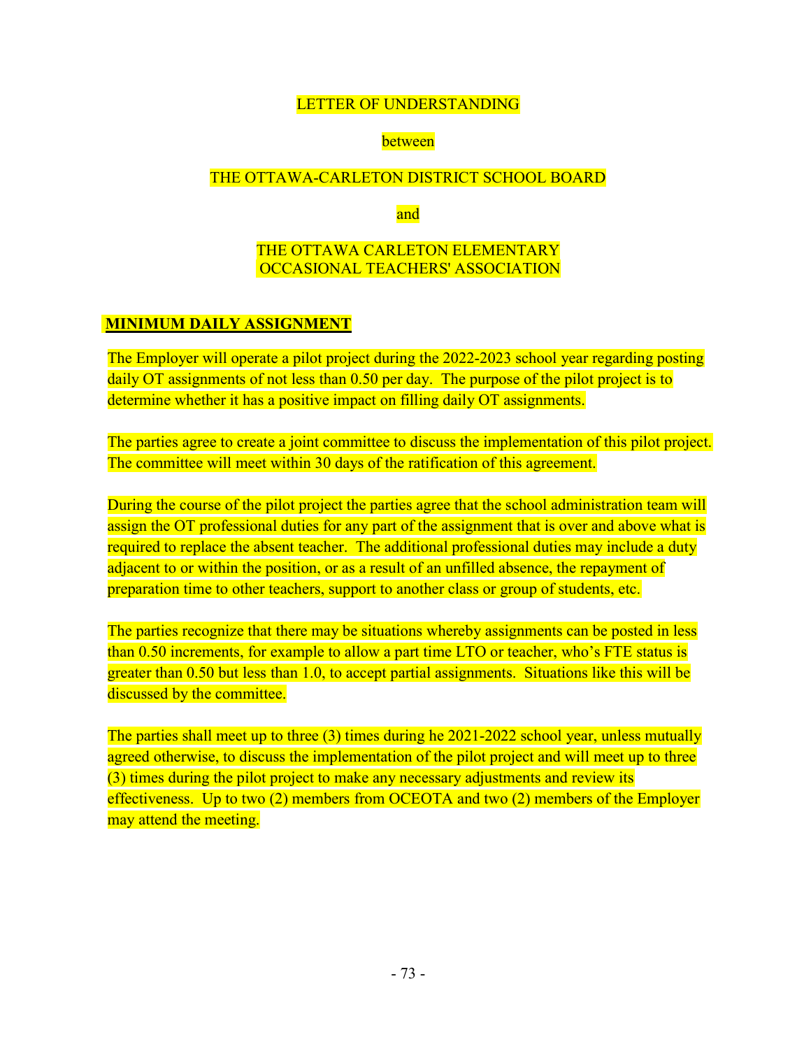LETTER OF UNDERSTANDING

between

THE OTTAWA-CARLETON DISTRICT SCHOOL BOARD

and

THE OTTAWA CARLETON ELEMENTARY OCCASIONAL TEACHERS' ASSOCIATION

## MINIMUM DAILY ASSIGNMENT

The Employer will operate a pilot project during the 2022-2023 school year regarding posting daily OT assignments of not less than 0.50 per day. The purpose of the pilot project is to determine whether it has a positive impact on filling daily OT assignments.

The parties agree to create a joint committee to discuss the implementation of this pilot project. The committee will meet within 30 days of the ratification of this agreement.

During the course of the pilot project the parties agree that the school administration team will assign the OT professional duties for any part of the assignment that is over and above what is required to replace the absent teacher. The additional professional duties may include a duty adjacent to or within the position, or as a result of an unfilled absence, the repayment of preparation time to other teachers, support to another class or group of students, etc.

The parties recognize that there may be situations whereby assignments can be posted in less than 0.50 increments, for example to allow a part time LTO or teacher, who's FTE status is greater than 0.50 but less than 1.0, to accept partial assignments. Situations like this will be discussed by the committee.

The parties shall meet up to three (3) times during he 2021-2022 school year, unless mutually agreed otherwise, to discuss the implementation of the pilot project and will meet up to three (3) times during the pilot project to make any necessary adjustments and review its effectiveness. Up to two (2) members from OCEOTA and two (2) members of the Employer may attend the meeting.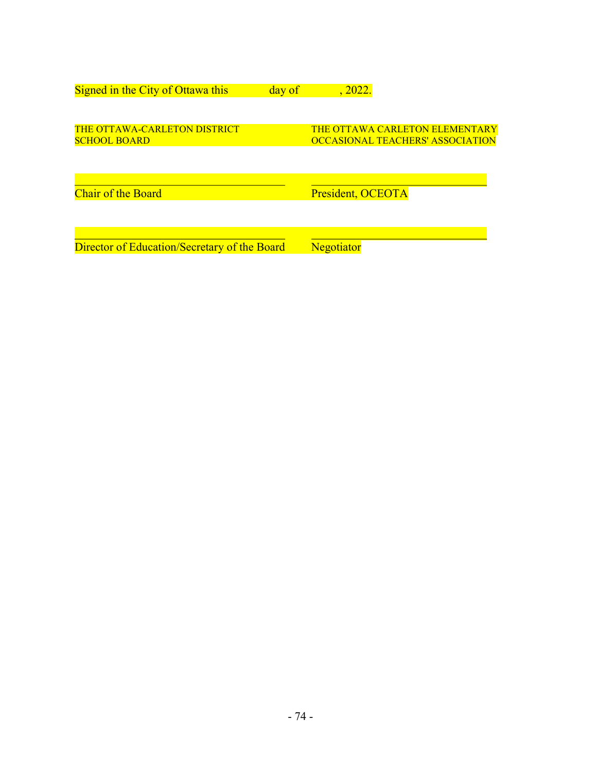Signed in the City of Ottawa this day of , 2022.

| | |
|---|---|
| THE OTTAWA-CARLETON DISTRICT SCHOOL BOARD | THE OTTAWA CARLETON ELEMENTARY OCCASIONAL TEACHERS' ASSOCIATION |
| \_\_\_\_\_\_\_\_\_\_\_\_\_\_\_\_\_\_\_\_\_\_\_\_\_\_\_\_\_\_\_\_ | \_\_\_\_\_\_\_\_\_\_\_\_\_\_\_\_\_\_\_\_\_\_\_\_\_\_\_\_\_\_\_\_ |
| Chair of the Board | President, OCEOTA |
| \_\_\_\_\_\_\_\_\_\_\_\_\_\_\_\_\_\_\_\_\_\_\_\_\_\_\_\_\_\_\_\_ | \_\_\_\_\_\_\_\_\_\_\_\_\_\_\_\_\_\_\_\_\_\_\_\_\_\_\_\_\_\_\_\_ |
| Director of Education/Secretary of the Board | Negotiator |